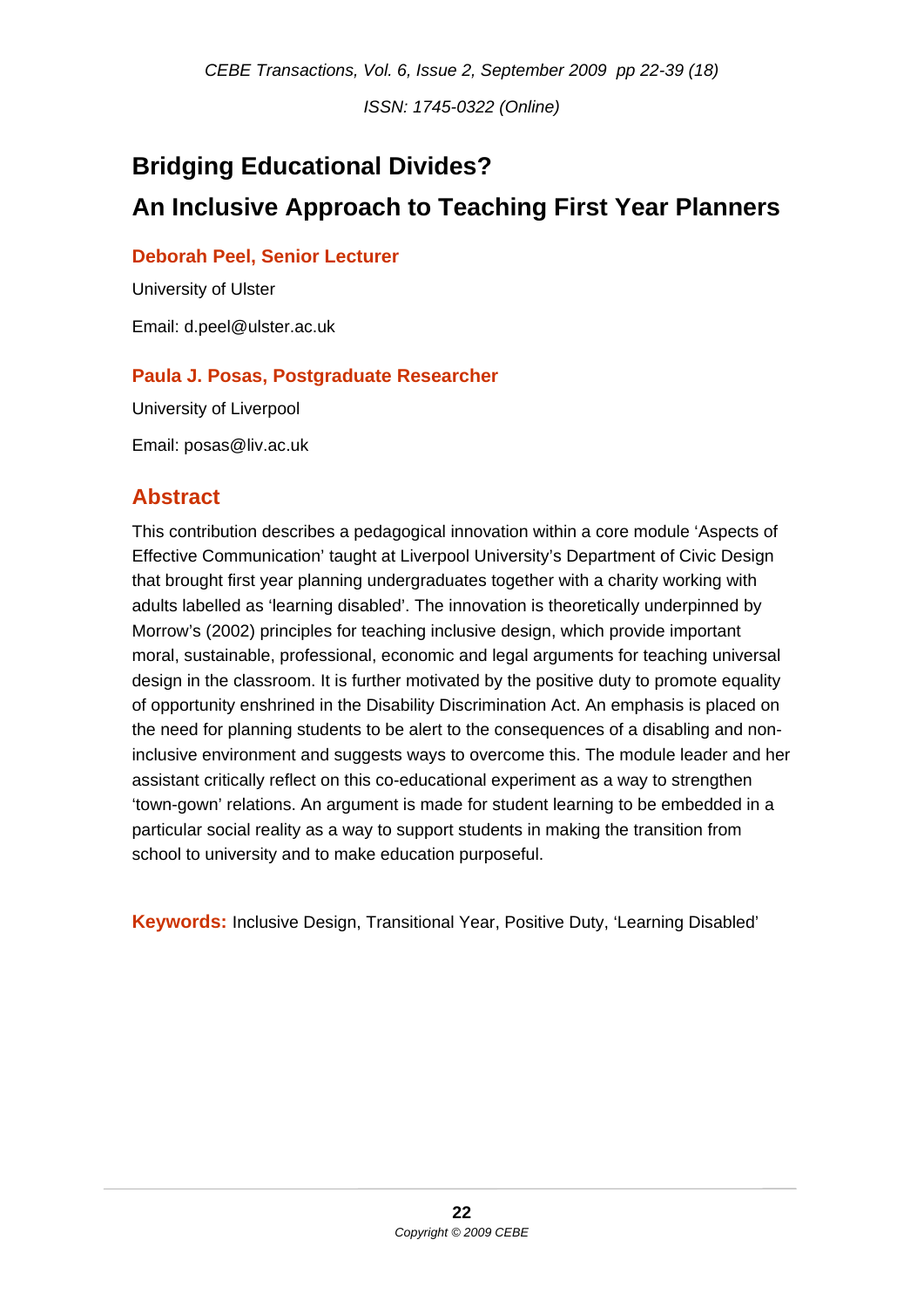# Bridging Educational Divides?

# An Inclusive Approach to Teaching First Year Planners

**Deborah Peel, Senior Lecturer**

University of Ulster

Email: d.peel@ulster.ac.uk

**Paula J. Posas, Postgraduate Researcher**

University of Liverpool

Email: posas@liv.ac.uk

## Abstract

This contribution describes a pedagogical innovation within a core module 'Aspects of Effective Communication' taught at Liverpool University's Department of Civic Design that brought first year planning undergraduates together with a charity working with adults labelled as 'learning disabled'. The innovation is theoretically underpinned by Morrow's (2002) principles for teaching inclusive design, which provide important moral, sustainable, professional, economic and legal arguments for teaching universal design in the classroom. It is further motivated by the positive duty to promote equality of opportunity enshrined in the Disability Discrimination Act. An emphasis is placed on the need for planning students to be alert to the consequences of a disabling and non-inclusive environment and suggests ways to overcome this. The module leader and her assistant critically reflect on this co-educational experiment as a way to strengthen 'town-gown' relations. An argument is made for student learning to be embedded in a particular social reality as a way to support students in making the transition from school to university and to make education purposeful.

**Keywords:** Inclusive Design, Transitional Year, Positive Duty, 'Learning Disabled'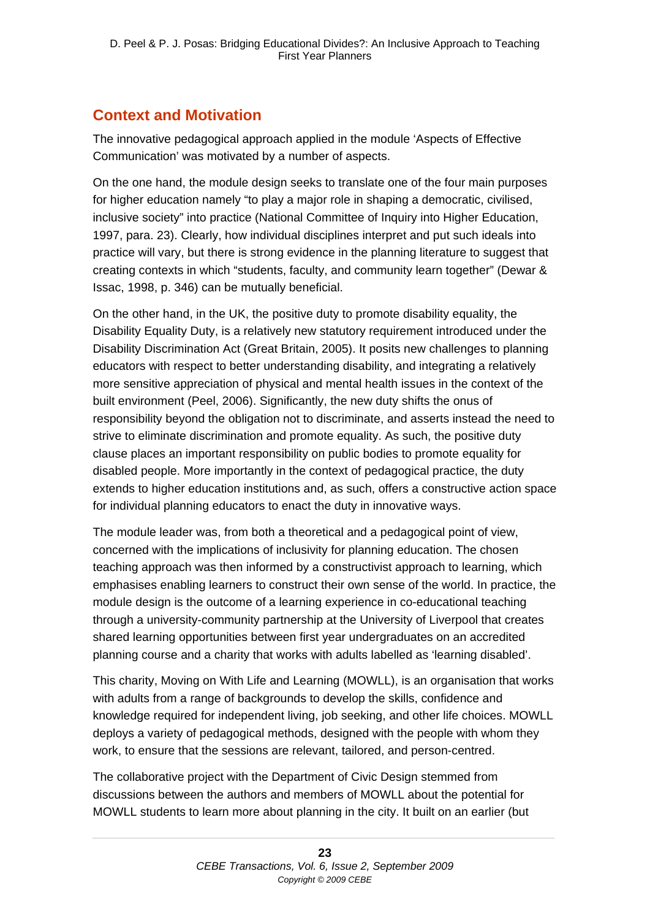## Context and Motivation

The innovative pedagogical approach applied in the module 'Aspects of Effective Communication' was motivated by a number of aspects.

On the one hand, the module design seeks to translate one of the four main purposes for higher education namely "to play a major role in shaping a democratic, civilised, inclusive society" into practice (National Committee of Inquiry into Higher Education, 1997, para. 23). Clearly, how individual disciplines interpret and put such ideals into practice will vary, but there is strong evidence in the planning literature to suggest that creating contexts in which "students, faculty, and community learn together" (Dewar & Issac, 1998, p. 346) can be mutually beneficial.

On the other hand, in the UK, the positive duty to promote disability equality, the Disability Equality Duty, is a relatively new statutory requirement introduced under the Disability Discrimination Act (Great Britain, 2005). It posits new challenges to planning educators with respect to better understanding disability, and integrating a relatively more sensitive appreciation of physical and mental health issues in the context of the built environment (Peel, 2006). Significantly, the new duty shifts the onus of responsibility beyond the obligation not to discriminate, and asserts instead the need to strive to eliminate discrimination and promote equality. As such, the positive duty clause places an important responsibility on public bodies to promote equality for disabled people. More importantly in the context of pedagogical practice, the duty extends to higher education institutions and, as such, offers a constructive action space for individual planning educators to enact the duty in innovative ways.

The module leader was, from both a theoretical and a pedagogical point of view, concerned with the implications of inclusivity for planning education. The chosen teaching approach was then informed by a constructivist approach to learning, which emphasises enabling learners to construct their own sense of the world. In practice, the module design is the outcome of a learning experience in co-educational teaching through a university-community partnership at the University of Liverpool that creates shared learning opportunities between first year undergraduates on an accredited planning course and a charity that works with adults labelled as 'learning disabled'.

This charity, Moving on With Life and Learning (MOWLL), is an organisation that works with adults from a range of backgrounds to develop the skills, confidence and knowledge required for independent living, job seeking, and other life choices. MOWLL deploys a variety of pedagogical methods, designed with the people with whom they work, to ensure that the sessions are relevant, tailored, and person-centred.

The collaborative project with the Department of Civic Design stemmed from discussions between the authors and members of MOWLL about the potential for MOWLL students to learn more about planning in the city. It built on an earlier (but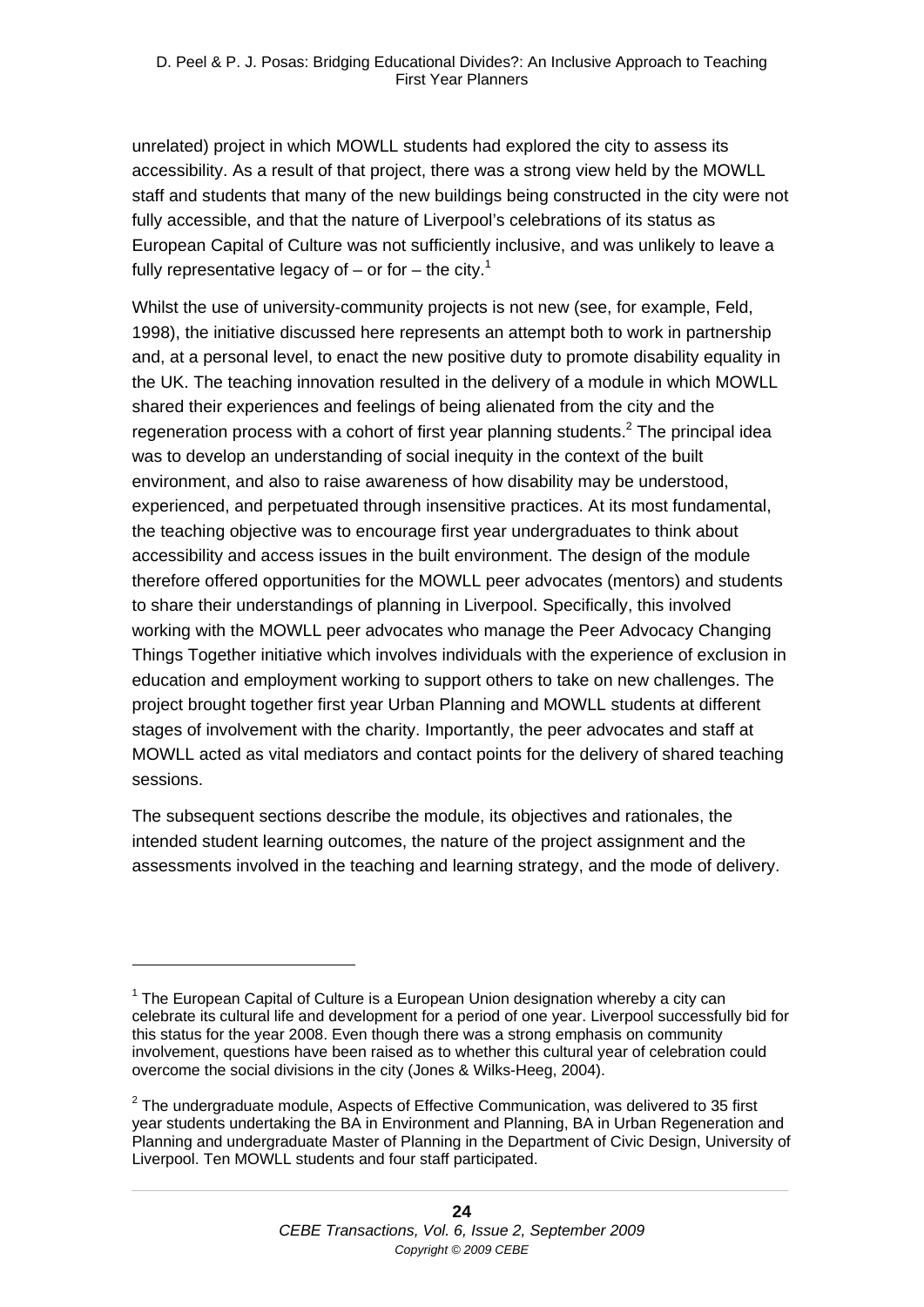unrelated) project in which MOWLL students had explored the city to assess its accessibility. As a result of that project, there was a strong view held by the MOWLL staff and students that many of the new buildings being constructed in the city were not fully accessible, and that the nature of Liverpool's celebrations of its status as European Capital of Culture was not sufficiently inclusive, and was unlikely to leave a fully representative legacy of – or for – the city.[1]

Whilst the use of university-community projects is not new (see, for example, Feld, 1998), the initiative discussed here represents an attempt both to work in partnership and, at a personal level, to enact the new positive duty to promote disability equality in the UK. The teaching innovation resulted in the delivery of a module in which MOWLL shared their experiences and feelings of being alienated from the city and the regeneration process with a cohort of first year planning students.[2] The principal idea was to develop an understanding of social inequity in the context of the built environment, and also to raise awareness of how disability may be understood, experienced, and perpetuated through insensitive practices. At its most fundamental, the teaching objective was to encourage first year undergraduates to think about accessibility and access issues in the built environment. The design of the module therefore offered opportunities for the MOWLL peer advocates (mentors) and students to share their understandings of planning in Liverpool. Specifically, this involved working with the MOWLL peer advocates who manage the Peer Advocacy Changing Things Together initiative which involves individuals with the experience of exclusion in education and employment working to support others to take on new challenges. The project brought together first year Urban Planning and MOWLL students at different stages of involvement with the charity. Importantly, the peer advocates and staff at MOWLL acted as vital mediators and contact points for the delivery of shared teaching sessions.

The subsequent sections describe the module, its objectives and rationales, the intended student learning outcomes, the nature of the project assignment and the assessments involved in the teaching and learning strategy, and the mode of delivery.

---

[1] The European Capital of Culture is a European Union designation whereby a city can celebrate its cultural life and development for a period of one year. Liverpool successfully bid for this status for the year 2008. Even though there was a strong emphasis on community involvement, questions have been raised as to whether this cultural year of celebration could overcome the social divisions in the city (Jones & Wilks-Heeg, 2004).

[2] The undergraduate module, Aspects of Effective Communication, was delivered to 35 first year students undertaking the BA in Environment and Planning, BA in Urban Regeneration and Planning and undergraduate Master of Planning in the Department of Civic Design, University of Liverpool. Ten MOWLL students and four staff participated.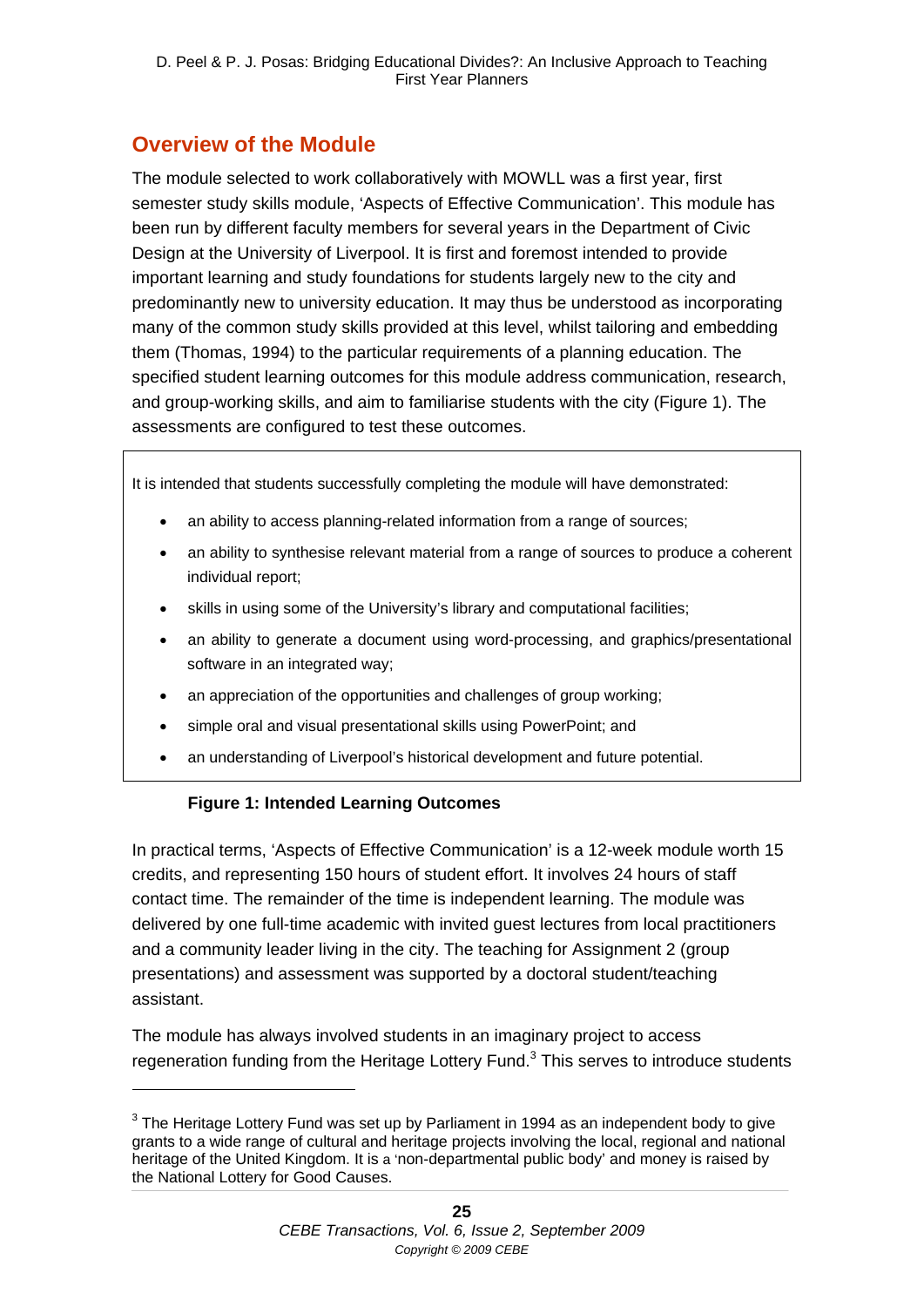## Overview of the Module

The module selected to work collaboratively with MOWLL was a first year, first semester study skills module, 'Aspects of Effective Communication'. This module has been run by different faculty members for several years in the Department of Civic Design at the University of Liverpool. It is first and foremost intended to provide important learning and study foundations for students largely new to the city and predominantly new to university education. It may thus be understood as incorporating many of the common study skills provided at this level, whilst tailoring and embedding them (Thomas, 1994) to the particular requirements of a planning education. The specified student learning outcomes for this module address communication, research, and group-working skills, and aim to familiarise students with the city (Figure 1). The assessments are configured to test these outcomes.

It is intended that students successfully completing the module will have demonstrated:

- an ability to access planning-related information from a range of sources;
- an ability to synthesise relevant material from a range of sources to produce a coherent individual report;
- skills in using some of the University's library and computational facilities;
- an ability to generate a document using word-processing, and graphics/presentational software in an integrated way;
- an appreciation of the opportunities and challenges of group working;
- simple oral and visual presentational skills using PowerPoint; and
- an understanding of Liverpool's historical development and future potential.

**Figure 1: Intended Learning Outcomes**

In practical terms, 'Aspects of Effective Communication' is a 12-week module worth 15 credits, and representing 150 hours of student effort. It involves 24 hours of staff contact time. The remainder of the time is independent learning. The module was delivered by one full-time academic with invited guest lectures from local practitioners and a community leader living in the city. The teaching for Assignment 2 (group presentations) and assessment was supported by a doctoral student/teaching assistant.

The module has always involved students in an imaginary project to access regeneration funding from the Heritage Lottery Fund.[3] This serves to introduce students

[3] The Heritage Lottery Fund was set up by Parliament in 1994 as an independent body to give grants to a wide range of cultural and heritage projects involving the local, regional and national heritage of the United Kingdom. It is a 'non-departmental public body' and money is raised by the National Lottery for Good Causes.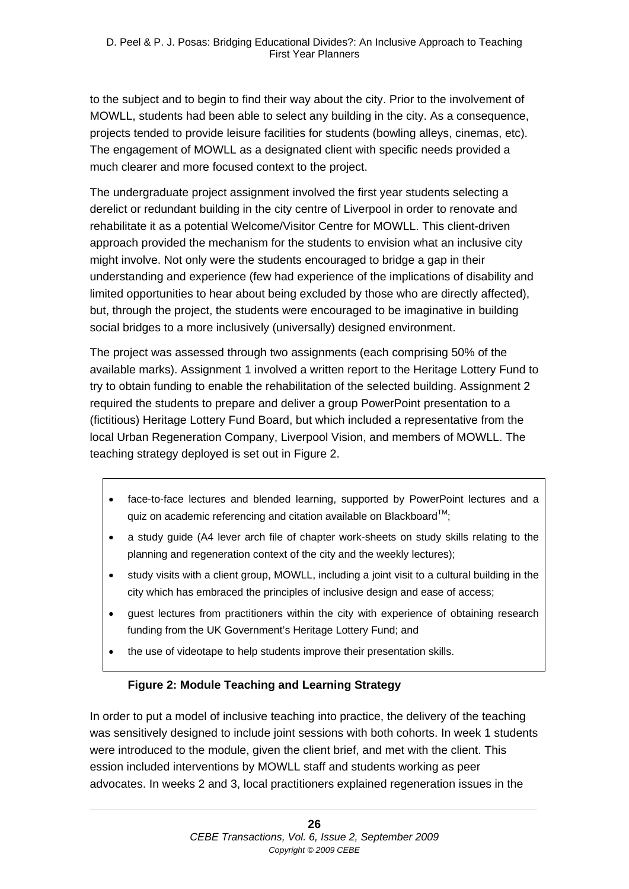to the subject and to begin to find their way about the city. Prior to the involvement of MOWLL, students had been able to select any building in the city. As a consequence, projects tended to provide leisure facilities for students (bowling alleys, cinemas, etc). The engagement of MOWLL as a designated client with specific needs provided a much clearer and more focused context to the project.

The undergraduate project assignment involved the first year students selecting a derelict or redundant building in the city centre of Liverpool in order to renovate and rehabilitate it as a potential Welcome/Visitor Centre for MOWLL. This client-driven approach provided the mechanism for the students to envision what an inclusive city might involve. Not only were the students encouraged to bridge a gap in their understanding and experience (few had experience of the implications of disability and limited opportunities to hear about being excluded by those who are directly affected), but, through the project, the students were encouraged to be imaginative in building social bridges to a more inclusively (universally) designed environment.

The project was assessed through two assignments (each comprising 50% of the available marks). Assignment 1 involved a written report to the Heritage Lottery Fund to try to obtain funding to enable the rehabilitation of the selected building. Assignment 2 required the students to prepare and deliver a group PowerPoint presentation to a (fictitious) Heritage Lottery Fund Board, but which included a representative from the local Urban Regeneration Company, Liverpool Vision, and members of MOWLL. The teaching strategy deployed is set out in Figure 2.

- face-to-face lectures and blended learning, supported by PowerPoint lectures and a quiz on academic referencing and citation available on Blackboard™;
- a study guide (A4 lever arch file of chapter work-sheets on study skills relating to the planning and regeneration context of the city and the weekly lectures);
- study visits with a client group, MOWLL, including a joint visit to a cultural building in the city which has embraced the principles of inclusive design and ease of access;
- guest lectures from practitioners within the city with experience of obtaining research funding from the UK Government's Heritage Lottery Fund; and
- the use of videotape to help students improve their presentation skills.

**Figure 2: Module Teaching and Learning Strategy**

In order to put a model of inclusive teaching into practice, the delivery of the teaching was sensitively designed to include joint sessions with both cohorts. In week 1 students were introduced to the module, given the client brief, and met with the client. This ession included interventions by MOWLL staff and students working as peer advocates. In weeks 2 and 3, local practitioners explained regeneration issues in the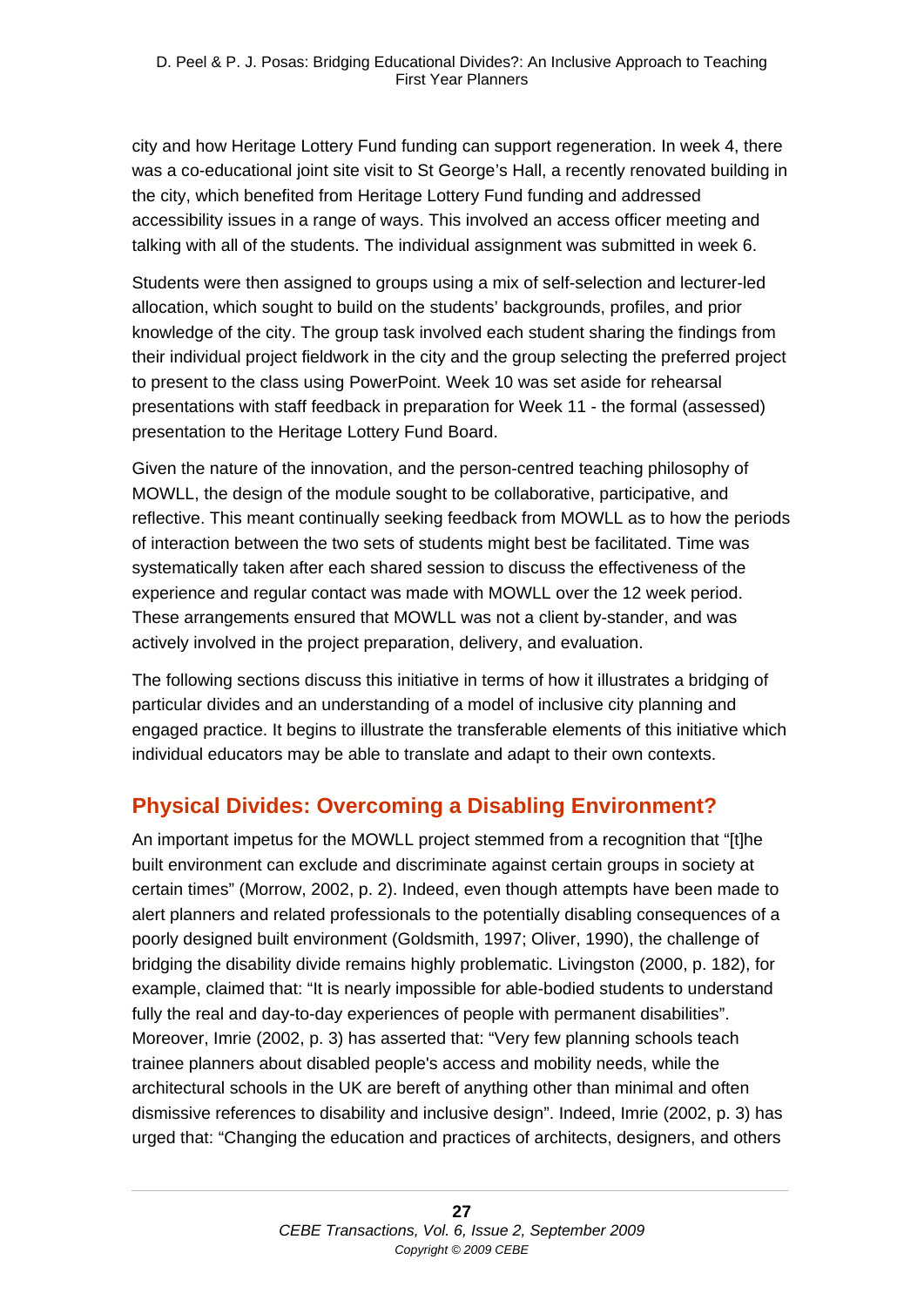city and how Heritage Lottery Fund funding can support regeneration. In week 4, there was a co-educational joint site visit to St George's Hall, a recently renovated building in the city, which benefited from Heritage Lottery Fund funding and addressed accessibility issues in a range of ways. This involved an access officer meeting and talking with all of the students. The individual assignment was submitted in week 6.

Students were then assigned to groups using a mix of self-selection and lecturer-led allocation, which sought to build on the students' backgrounds, profiles, and prior knowledge of the city. The group task involved each student sharing the findings from their individual project fieldwork in the city and the group selecting the preferred project to present to the class using PowerPoint. Week 10 was set aside for rehearsal presentations with staff feedback in preparation for Week 11 - the formal (assessed) presentation to the Heritage Lottery Fund Board.

Given the nature of the innovation, and the person-centred teaching philosophy of MOWLL, the design of the module sought to be collaborative, participative, and reflective. This meant continually seeking feedback from MOWLL as to how the periods of interaction between the two sets of students might best be facilitated. Time was systematically taken after each shared session to discuss the effectiveness of the experience and regular contact was made with MOWLL over the 12 week period. These arrangements ensured that MOWLL was not a client by-stander, and was actively involved in the project preparation, delivery, and evaluation.

The following sections discuss this initiative in terms of how it illustrates a bridging of particular divides and an understanding of a model of inclusive city planning and engaged practice. It begins to illustrate the transferable elements of this initiative which individual educators may be able to translate and adapt to their own contexts.

## Physical Divides: Overcoming a Disabling Environment?

An important impetus for the MOWLL project stemmed from a recognition that "[t]he built environment can exclude and discriminate against certain groups in society at certain times" (Morrow, 2002, p. 2). Indeed, even though attempts have been made to alert planners and related professionals to the potentially disabling consequences of a poorly designed built environment (Goldsmith, 1997; Oliver, 1990), the challenge of bridging the disability divide remains highly problematic. Livingston (2000, p. 182), for example, claimed that: "It is nearly impossible for able-bodied students to understand fully the real and day-to-day experiences of people with permanent disabilities". Moreover, Imrie (2002, p. 3) has asserted that: "Very few planning schools teach trainee planners about disabled people's access and mobility needs, while the architectural schools in the UK are bereft of anything other than minimal and often dismissive references to disability and inclusive design". Indeed, Imrie (2002, p. 3) has urged that: "Changing the education and practices of architects, designers, and others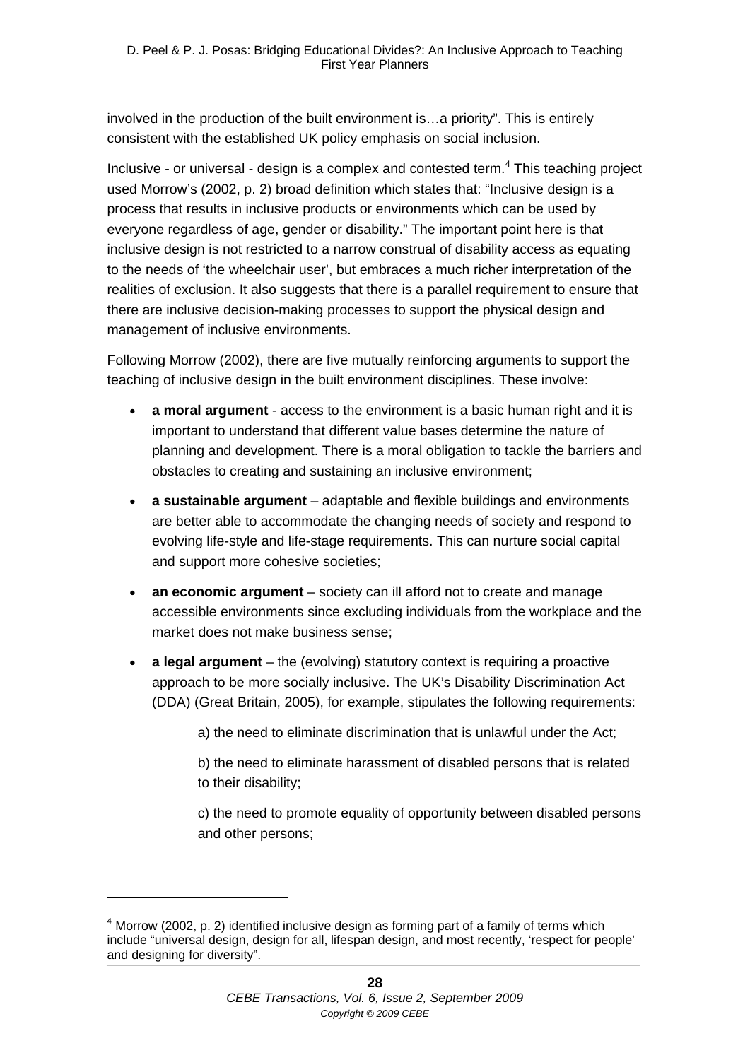involved in the production of the built environment is…a priority". This is entirely consistent with the established UK policy emphasis on social inclusion.

Inclusive - or universal - design is a complex and contested term.[4] This teaching project used Morrow's (2002, p. 2) broad definition which states that: "Inclusive design is a process that results in inclusive products or environments which can be used by everyone regardless of age, gender or disability." The important point here is that inclusive design is not restricted to a narrow construal of disability access as equating to the needs of 'the wheelchair user', but embraces a much richer interpretation of the realities of exclusion. It also suggests that there is a parallel requirement to ensure that there are inclusive decision-making processes to support the physical design and management of inclusive environments.

Following Morrow (2002), there are five mutually reinforcing arguments to support the teaching of inclusive design in the built environment disciplines. These involve:

- **a moral argument** - access to the environment is a basic human right and it is important to understand that different value bases determine the nature of planning and development. There is a moral obligation to tackle the barriers and obstacles to creating and sustaining an inclusive environment;
- **a sustainable argument** – adaptable and flexible buildings and environments are better able to accommodate the changing needs of society and respond to evolving life-style and life-stage requirements. This can nurture social capital and support more cohesive societies;
- **an economic argument** – society can ill afford not to create and manage accessible environments since excluding individuals from the workplace and the market does not make business sense;
- **a legal argument** – the (evolving) statutory context is requiring a proactive approach to be more socially inclusive. The UK's Disability Discrimination Act (DDA) (Great Britain, 2005), for example, stipulates the following requirements:

    a) the need to eliminate discrimination that is unlawful under the Act;

    b) the need to eliminate harassment of disabled persons that is related to their disability;

    c) the need to promote equality of opportunity between disabled persons and other persons;

---

[4] Morrow (2002, p. 2) identified inclusive design as forming part of a family of terms which include "universal design, design for all, lifespan design, and most recently, 'respect for people' and designing for diversity".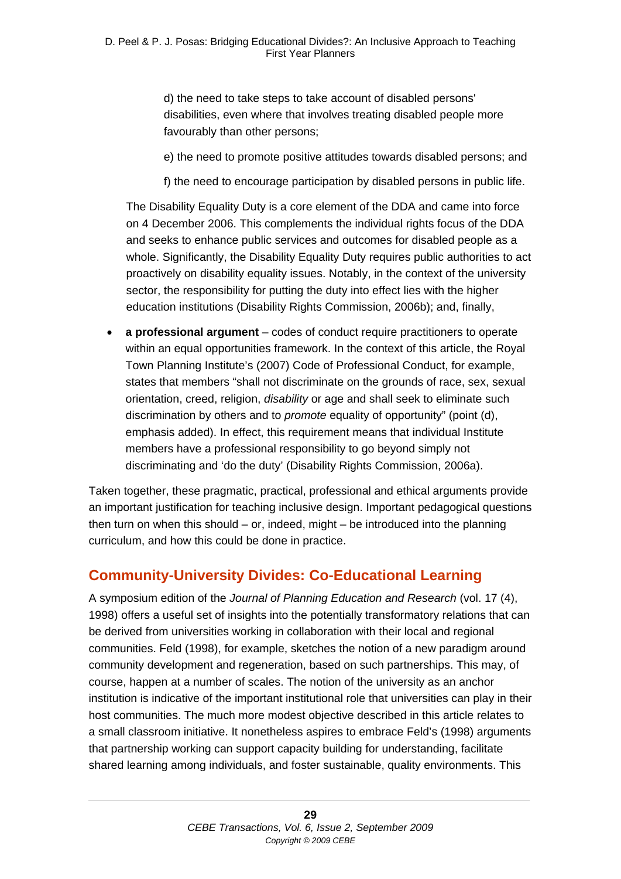d) the need to take steps to take account of disabled persons' disabilities, even where that involves treating disabled people more favourably than other persons;

e) the need to promote positive attitudes towards disabled persons; and

f) the need to encourage participation by disabled persons in public life.

The Disability Equality Duty is a core element of the DDA and came into force on 4 December 2006. This complements the individual rights focus of the DDA and seeks to enhance public services and outcomes for disabled people as a whole. Significantly, the Disability Equality Duty requires public authorities to act proactively on disability equality issues. Notably, in the context of the university sector, the responsibility for putting the duty into effect lies with the higher education institutions (Disability Rights Commission, 2006b); and, finally,

- **a professional argument** – codes of conduct require practitioners to operate within an equal opportunities framework. In the context of this article, the Royal Town Planning Institute's (2007) Code of Professional Conduct, for example, states that members "shall not discriminate on the grounds of race, sex, sexual orientation, creed, religion, *disability* or age and shall seek to eliminate such discrimination by others and to *promote* equality of opportunity" (point (d), emphasis added). In effect, this requirement means that individual Institute members have a professional responsibility to go beyond simply not discriminating and 'do the duty' (Disability Rights Commission, 2006a).

Taken together, these pragmatic, practical, professional and ethical arguments provide an important justification for teaching inclusive design. Important pedagogical questions then turn on when this should – or, indeed, might – be introduced into the planning curriculum, and how this could be done in practice.

## Community-University Divides: Co-Educational Learning

A symposium edition of the *Journal of Planning Education and Research* (vol. 17 (4), 1998) offers a useful set of insights into the potentially transformatory relations that can be derived from universities working in collaboration with their local and regional communities. Feld (1998), for example, sketches the notion of a new paradigm around community development and regeneration, based on such partnerships. This may, of course, happen at a number of scales. The notion of the university as an anchor institution is indicative of the important institutional role that universities can play in their host communities. The much more modest objective described in this article relates to a small classroom initiative. It nonetheless aspires to embrace Feld's (1998) arguments that partnership working can support capacity building for understanding, facilitate shared learning among individuals, and foster sustainable, quality environments. This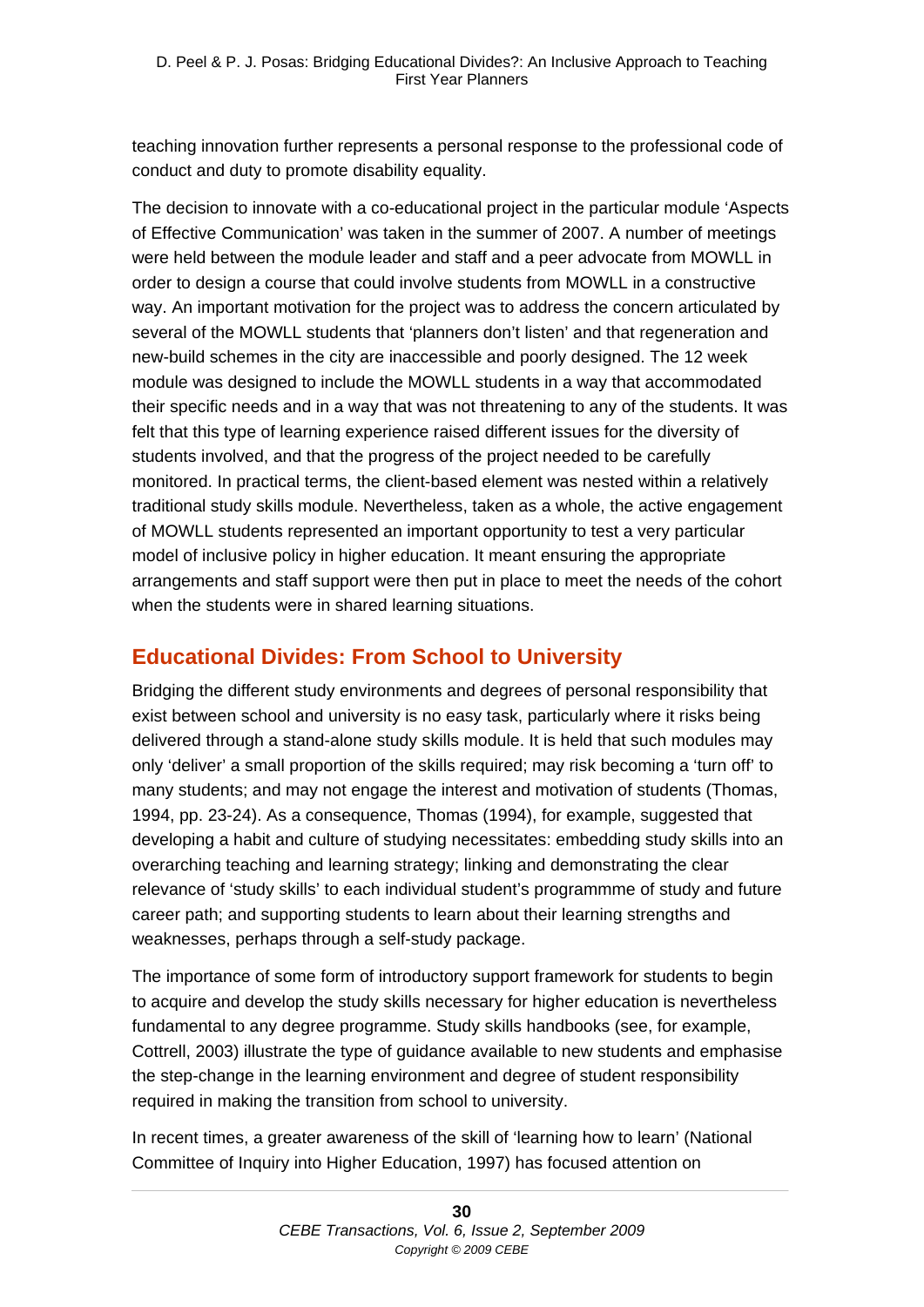teaching innovation further represents a personal response to the professional code of conduct and duty to promote disability equality.

The decision to innovate with a co-educational project in the particular module 'Aspects of Effective Communication' was taken in the summer of 2007. A number of meetings were held between the module leader and staff and a peer advocate from MOWLL in order to design a course that could involve students from MOWLL in a constructive way. An important motivation for the project was to address the concern articulated by several of the MOWLL students that 'planners don't listen' and that regeneration and new-build schemes in the city are inaccessible and poorly designed. The 12 week module was designed to include the MOWLL students in a way that accommodated their specific needs and in a way that was not threatening to any of the students. It was felt that this type of learning experience raised different issues for the diversity of students involved, and that the progress of the project needed to be carefully monitored. In practical terms, the client-based element was nested within a relatively traditional study skills module. Nevertheless, taken as a whole, the active engagement of MOWLL students represented an important opportunity to test a very particular model of inclusive policy in higher education. It meant ensuring the appropriate arrangements and staff support were then put in place to meet the needs of the cohort when the students were in shared learning situations.

## Educational Divides: From School to University

Bridging the different study environments and degrees of personal responsibility that exist between school and university is no easy task, particularly where it risks being delivered through a stand-alone study skills module. It is held that such modules may only 'deliver' a small proportion of the skills required; may risk becoming a 'turn off' to many students; and may not engage the interest and motivation of students (Thomas, 1994, pp. 23-24). As a consequence, Thomas (1994), for example, suggested that developing a habit and culture of studying necessitates: embedding study skills into an overarching teaching and learning strategy; linking and demonstrating the clear relevance of 'study skills' to each individual student's programmme of study and future career path; and supporting students to learn about their learning strengths and weaknesses, perhaps through a self-study package.

The importance of some form of introductory support framework for students to begin to acquire and develop the study skills necessary for higher education is nevertheless fundamental to any degree programme. Study skills handbooks (see, for example, Cottrell, 2003) illustrate the type of guidance available to new students and emphasise the step-change in the learning environment and degree of student responsibility required in making the transition from school to university.

In recent times, a greater awareness of the skill of 'learning how to learn' (National Committee of Inquiry into Higher Education, 1997) has focused attention on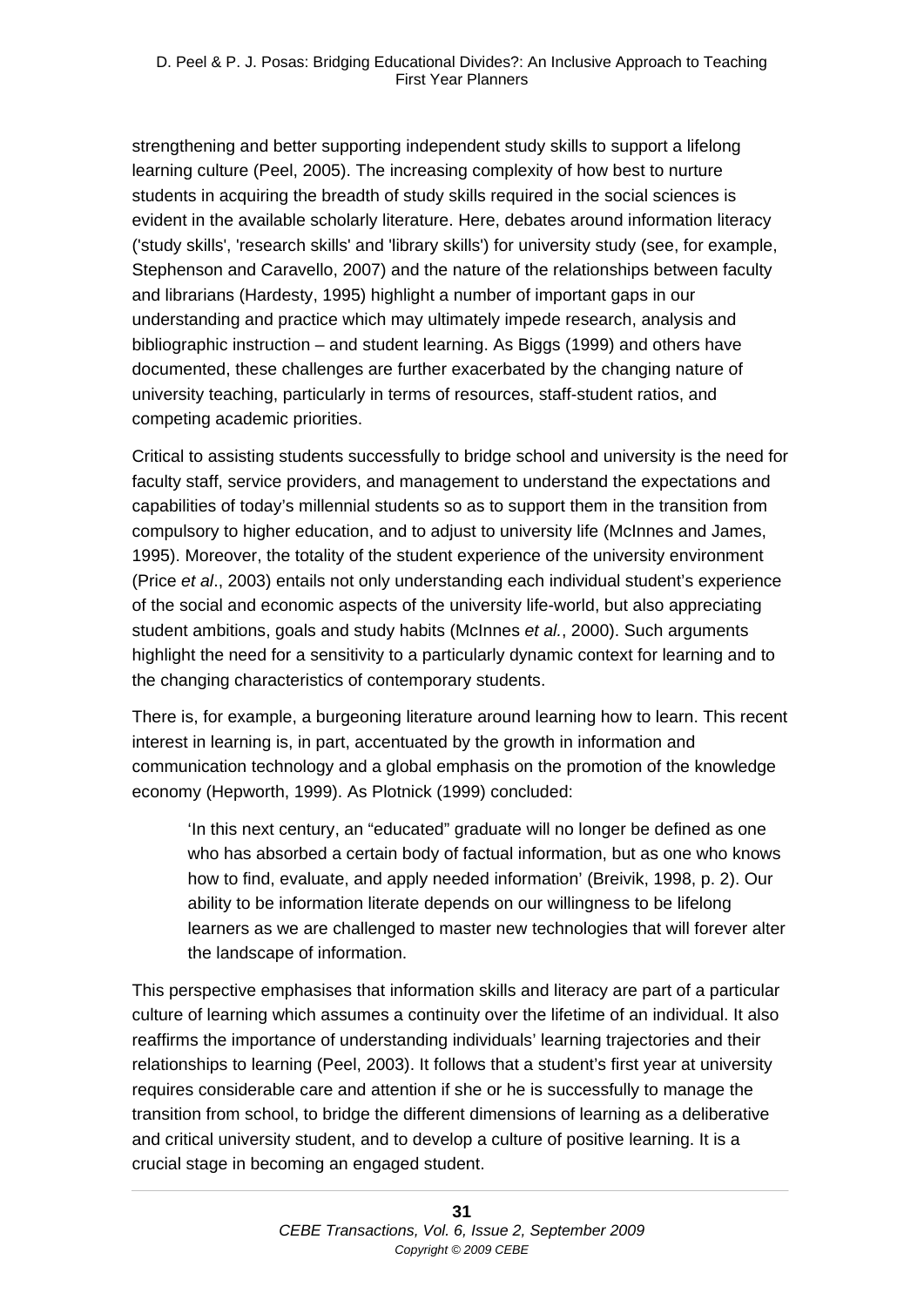strengthening and better supporting independent study skills to support a lifelong learning culture (Peel, 2005). The increasing complexity of how best to nurture students in acquiring the breadth of study skills required in the social sciences is evident in the available scholarly literature. Here, debates around information literacy ('study skills', 'research skills' and 'library skills') for university study (see, for example, Stephenson and Caravello, 2007) and the nature of the relationships between faculty and librarians (Hardesty, 1995) highlight a number of important gaps in our understanding and practice which may ultimately impede research, analysis and bibliographic instruction – and student learning. As Biggs (1999) and others have documented, these challenges are further exacerbated by the changing nature of university teaching, particularly in terms of resources, staff-student ratios, and competing academic priorities.

Critical to assisting students successfully to bridge school and university is the need for faculty staff, service providers, and management to understand the expectations and capabilities of today's millennial students so as to support them in the transition from compulsory to higher education, and to adjust to university life (McInnes and James, 1995). Moreover, the totality of the student experience of the university environment (Price *et al*., 2003) entails not only understanding each individual student's experience of the social and economic aspects of the university life-world, but also appreciating student ambitions, goals and study habits (McInnes *et al.*, 2000). Such arguments highlight the need for a sensitivity to a particularly dynamic context for learning and to the changing characteristics of contemporary students.

There is, for example, a burgeoning literature around learning how to learn. This recent interest in learning is, in part, accentuated by the growth in information and communication technology and a global emphasis on the promotion of the knowledge economy (Hepworth, 1999). As Plotnick (1999) concluded:

> 'In this next century, an "educated" graduate will no longer be defined as one who has absorbed a certain body of factual information, but as one who knows how to find, evaluate, and apply needed information' (Breivik, 1998, p. 2). Our ability to be information literate depends on our willingness to be lifelong learners as we are challenged to master new technologies that will forever alter the landscape of information.

This perspective emphasises that information skills and literacy are part of a particular culture of learning which assumes a continuity over the lifetime of an individual. It also reaffirms the importance of understanding individuals' learning trajectories and their relationships to learning (Peel, 2003). It follows that a student's first year at university requires considerable care and attention if she or he is successfully to manage the transition from school, to bridge the different dimensions of learning as a deliberative and critical university student, and to develop a culture of positive learning. It is a crucial stage in becoming an engaged student.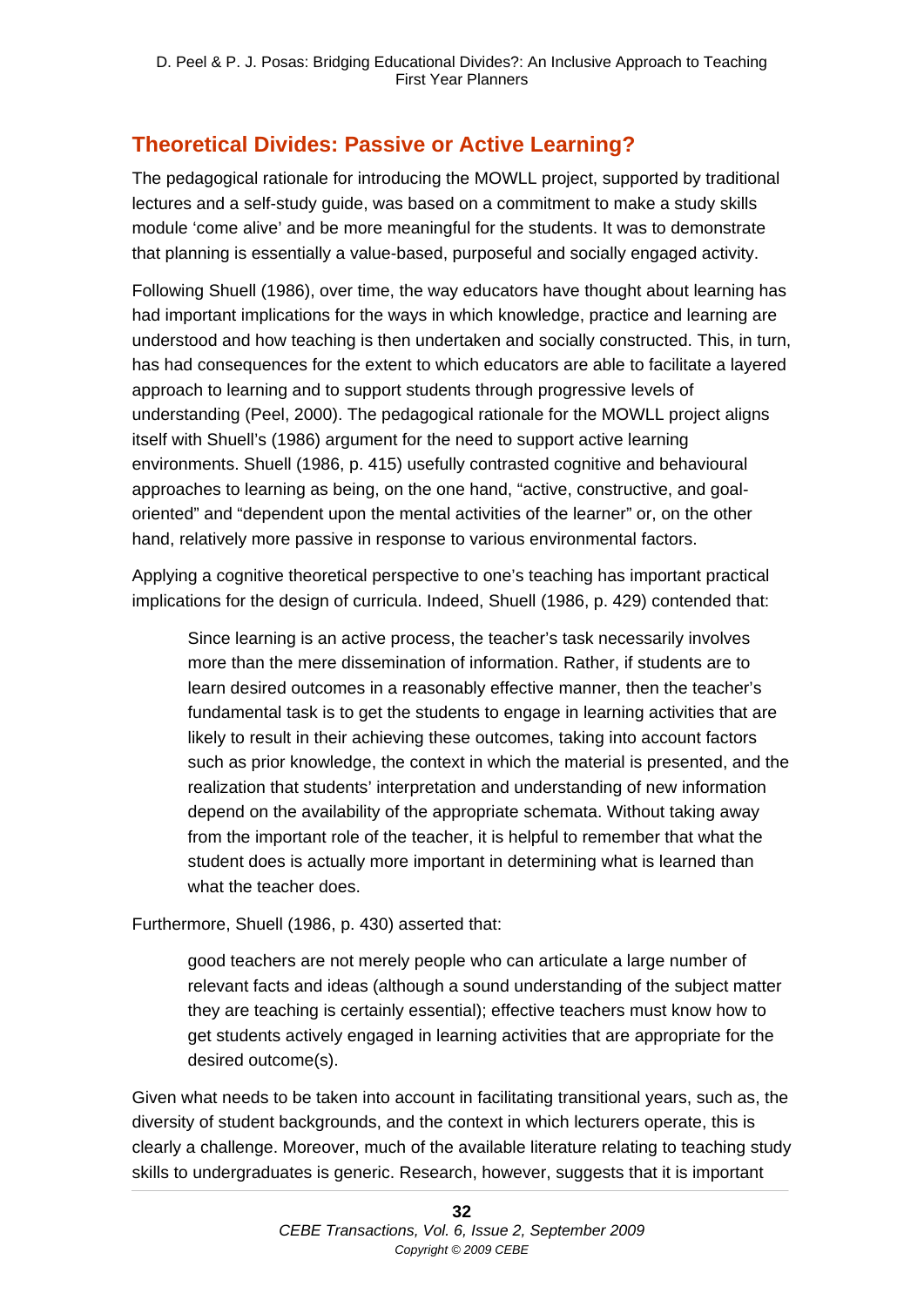## Theoretical Divides: Passive or Active Learning?

The pedagogical rationale for introducing the MOWLL project, supported by traditional lectures and a self-study guide, was based on a commitment to make a study skills module 'come alive' and be more meaningful for the students. It was to demonstrate that planning is essentially a value-based, purposeful and socially engaged activity.

Following Shuell (1986), over time, the way educators have thought about learning has had important implications for the ways in which knowledge, practice and learning are understood and how teaching is then undertaken and socially constructed. This, in turn, has had consequences for the extent to which educators are able to facilitate a layered approach to learning and to support students through progressive levels of understanding (Peel, 2000). The pedagogical rationale for the MOWLL project aligns itself with Shuell's (1986) argument for the need to support active learning environments. Shuell (1986, p. 415) usefully contrasted cognitive and behavioural approaches to learning as being, on the one hand, "active, constructive, and goal-oriented" and "dependent upon the mental activities of the learner" or, on the other hand, relatively more passive in response to various environmental factors.

Applying a cognitive theoretical perspective to one's teaching has important practical implications for the design of curricula. Indeed, Shuell (1986, p. 429) contended that:

> Since learning is an active process, the teacher's task necessarily involves more than the mere dissemination of information. Rather, if students are to learn desired outcomes in a reasonably effective manner, then the teacher's fundamental task is to get the students to engage in learning activities that are likely to result in their achieving these outcomes, taking into account factors such as prior knowledge, the context in which the material is presented, and the realization that students' interpretation and understanding of new information depend on the availability of the appropriate schemata. Without taking away from the important role of the teacher, it is helpful to remember that what the student does is actually more important in determining what is learned than what the teacher does.

Furthermore, Shuell (1986, p. 430) asserted that:

> good teachers are not merely people who can articulate a large number of relevant facts and ideas (although a sound understanding of the subject matter they are teaching is certainly essential); effective teachers must know how to get students actively engaged in learning activities that are appropriate for the desired outcome(s).

Given what needs to be taken into account in facilitating transitional years, such as, the diversity of student backgrounds, and the context in which lecturers operate, this is clearly a challenge. Moreover, much of the available literature relating to teaching study skills to undergraduates is generic. Research, however, suggests that it is important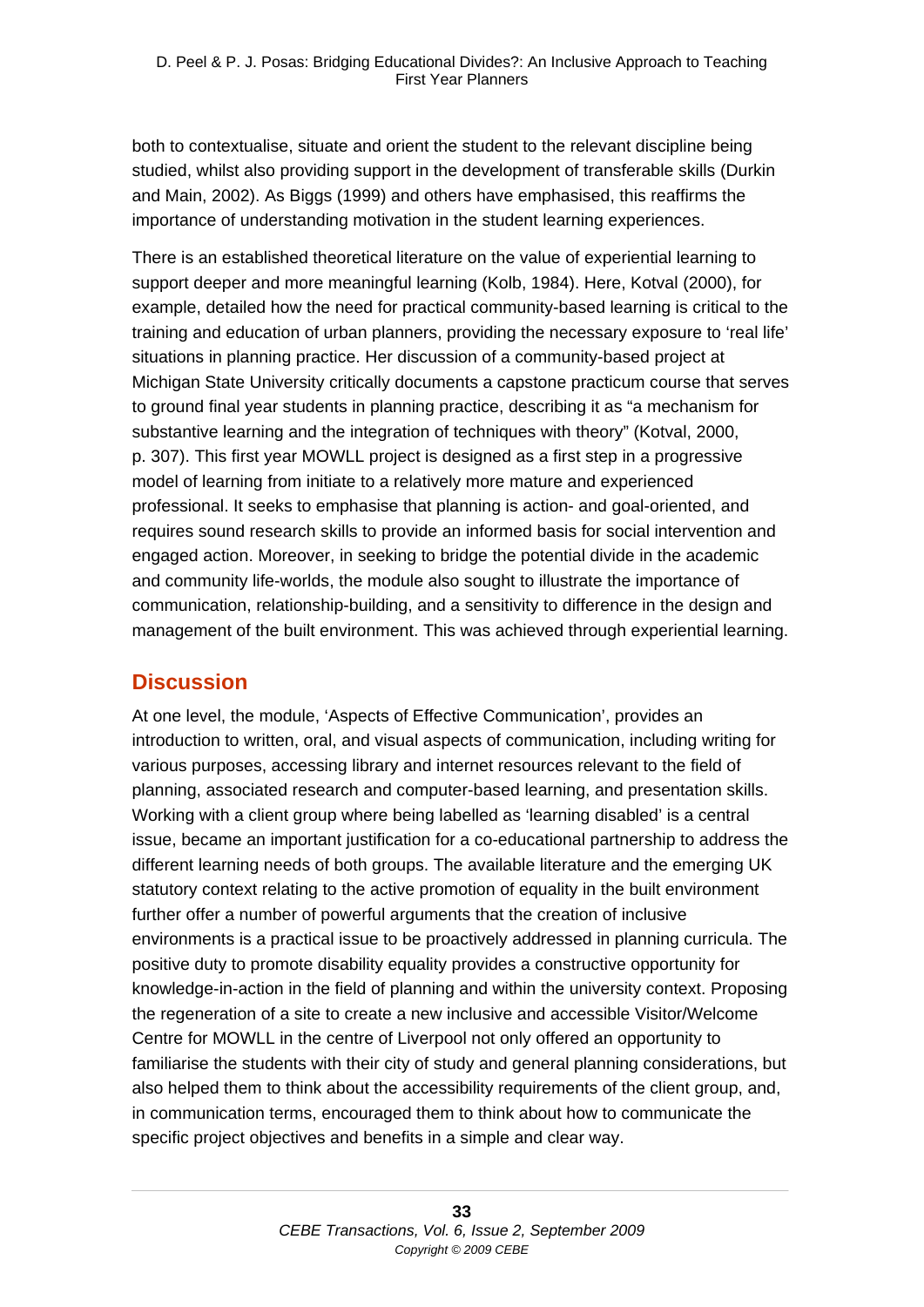both to contextualise, situate and orient the student to the relevant discipline being studied, whilst also providing support in the development of transferable skills (Durkin and Main, 2002). As Biggs (1999) and others have emphasised, this reaffirms the importance of understanding motivation in the student learning experiences.

There is an established theoretical literature on the value of experiential learning to support deeper and more meaningful learning (Kolb, 1984). Here, Kotval (2000), for example, detailed how the need for practical community-based learning is critical to the training and education of urban planners, providing the necessary exposure to 'real life' situations in planning practice. Her discussion of a community-based project at Michigan State University critically documents a capstone practicum course that serves to ground final year students in planning practice, describing it as "a mechanism for substantive learning and the integration of techniques with theory" (Kotval, 2000, p. 307). This first year MOWLL project is designed as a first step in a progressive model of learning from initiate to a relatively more mature and experienced professional. It seeks to emphasise that planning is action- and goal-oriented, and requires sound research skills to provide an informed basis for social intervention and engaged action. Moreover, in seeking to bridge the potential divide in the academic and community life-worlds, the module also sought to illustrate the importance of communication, relationship-building, and a sensitivity to difference in the design and management of the built environment. This was achieved through experiential learning.

## Discussion

At one level, the module, 'Aspects of Effective Communication', provides an introduction to written, oral, and visual aspects of communication, including writing for various purposes, accessing library and internet resources relevant to the field of planning, associated research and computer-based learning, and presentation skills. Working with a client group where being labelled as 'learning disabled' is a central issue, became an important justification for a co-educational partnership to address the different learning needs of both groups. The available literature and the emerging UK statutory context relating to the active promotion of equality in the built environment further offer a number of powerful arguments that the creation of inclusive environments is a practical issue to be proactively addressed in planning curricula. The positive duty to promote disability equality provides a constructive opportunity for knowledge-in-action in the field of planning and within the university context. Proposing the regeneration of a site to create a new inclusive and accessible Visitor/Welcome Centre for MOWLL in the centre of Liverpool not only offered an opportunity to familiarise the students with their city of study and general planning considerations, but also helped them to think about the accessibility requirements of the client group, and, in communication terms, encouraged them to think about how to communicate the specific project objectives and benefits in a simple and clear way.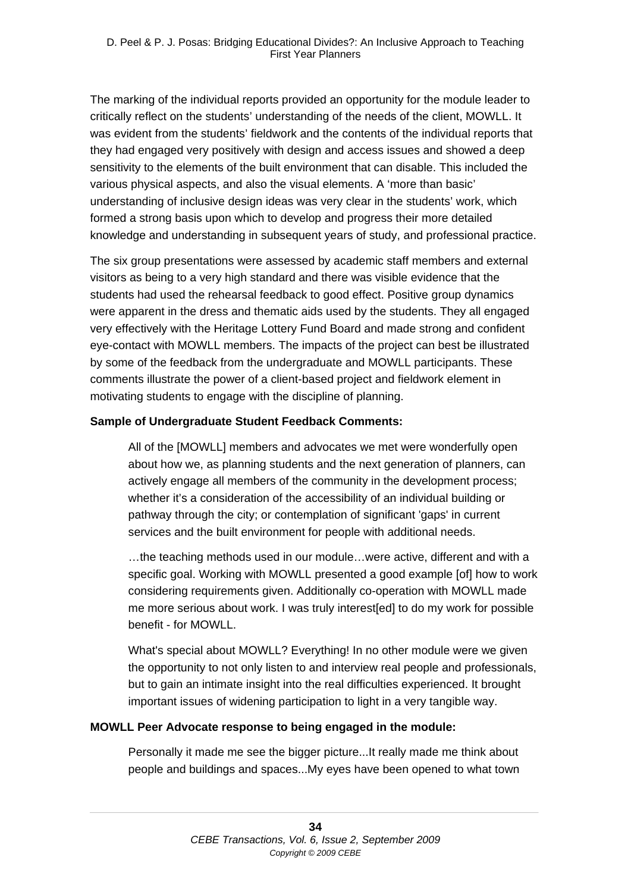The marking of the individual reports provided an opportunity for the module leader to critically reflect on the students' understanding of the needs of the client, MOWLL. It was evident from the students' fieldwork and the contents of the individual reports that they had engaged very positively with design and access issues and showed a deep sensitivity to the elements of the built environment that can disable. This included the various physical aspects, and also the visual elements. A 'more than basic' understanding of inclusive design ideas was very clear in the students' work, which formed a strong basis upon which to develop and progress their more detailed knowledge and understanding in subsequent years of study, and professional practice.

The six group presentations were assessed by academic staff members and external visitors as being to a very high standard and there was visible evidence that the students had used the rehearsal feedback to good effect. Positive group dynamics were apparent in the dress and thematic aids used by the students. They all engaged very effectively with the Heritage Lottery Fund Board and made strong and confident eye-contact with MOWLL members. The impacts of the project can best be illustrated by some of the feedback from the undergraduate and MOWLL participants. These comments illustrate the power of a client-based project and fieldwork element in motivating students to engage with the discipline of planning.

**Sample of Undergraduate Student Feedback Comments:**

> All of the [MOWLL] members and advocates we met were wonderfully open about how we, as planning students and the next generation of planners, can actively engage all members of the community in the development process; whether it's a consideration of the accessibility of an individual building or pathway through the city; or contemplation of significant 'gaps' in current services and the built environment for people with additional needs.
>
> …the teaching methods used in our module…were active, different and with a specific goal. Working with MOWLL presented a good example [of] how to work considering requirements given. Additionally co-operation with MOWLL made me more serious about work. I was truly interest[ed] to do my work for possible benefit - for MOWLL.
>
> What's special about MOWLL? Everything! In no other module were we given the opportunity to not only listen to and interview real people and professionals, but to gain an intimate insight into the real difficulties experienced. It brought important issues of widening participation to light in a very tangible way.

**MOWLL Peer Advocate response to being engaged in the module:**

> Personally it made me see the bigger picture...It really made me think about people and buildings and spaces...My eyes have been opened to what town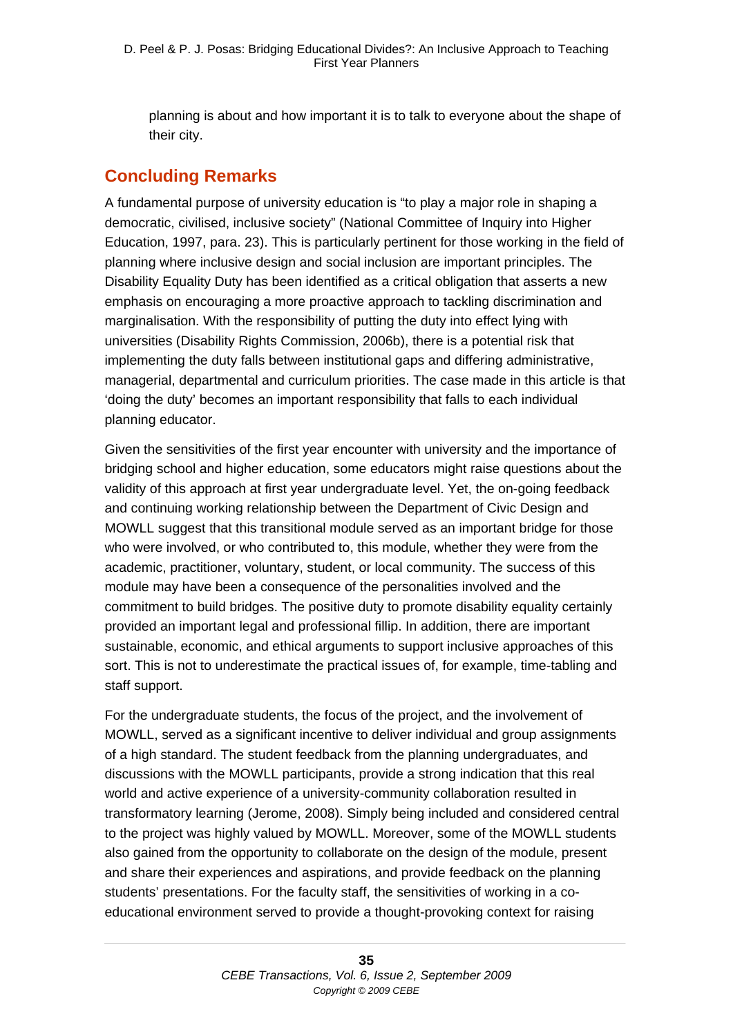planning is about and how important it is to talk to everyone about the shape of their city.

## Concluding Remarks

A fundamental purpose of university education is "to play a major role in shaping a democratic, civilised, inclusive society" (National Committee of Inquiry into Higher Education, 1997, para. 23). This is particularly pertinent for those working in the field of planning where inclusive design and social inclusion are important principles. The Disability Equality Duty has been identified as a critical obligation that asserts a new emphasis on encouraging a more proactive approach to tackling discrimination and marginalisation. With the responsibility of putting the duty into effect lying with universities (Disability Rights Commission, 2006b), there is a potential risk that implementing the duty falls between institutional gaps and differing administrative, managerial, departmental and curriculum priorities. The case made in this article is that 'doing the duty' becomes an important responsibility that falls to each individual planning educator.

Given the sensitivities of the first year encounter with university and the importance of bridging school and higher education, some educators might raise questions about the validity of this approach at first year undergraduate level. Yet, the on-going feedback and continuing working relationship between the Department of Civic Design and MOWLL suggest that this transitional module served as an important bridge for those who were involved, or who contributed to, this module, whether they were from the academic, practitioner, voluntary, student, or local community. The success of this module may have been a consequence of the personalities involved and the commitment to build bridges. The positive duty to promote disability equality certainly provided an important legal and professional fillip. In addition, there are important sustainable, economic, and ethical arguments to support inclusive approaches of this sort. This is not to underestimate the practical issues of, for example, time-tabling and staff support.

For the undergraduate students, the focus of the project, and the involvement of MOWLL, served as a significant incentive to deliver individual and group assignments of a high standard. The student feedback from the planning undergraduates, and discussions with the MOWLL participants, provide a strong indication that this real world and active experience of a university-community collaboration resulted in transformatory learning (Jerome, 2008). Simply being included and considered central to the project was highly valued by MOWLL. Moreover, some of the MOWLL students also gained from the opportunity to collaborate on the design of the module, present and share their experiences and aspirations, and provide feedback on the planning students' presentations. For the faculty staff, the sensitivities of working in a co-educational environment served to provide a thought-provoking context for raising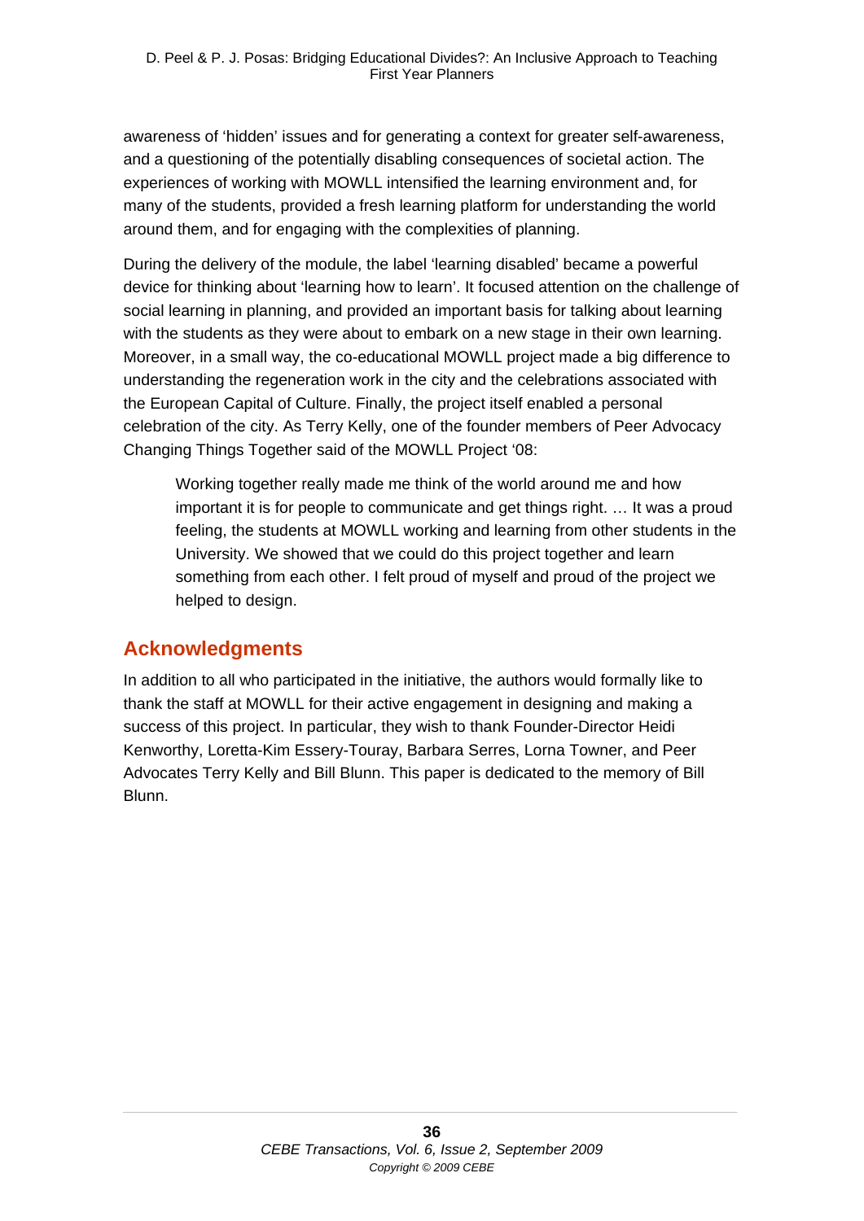awareness of 'hidden' issues and for generating a context for greater self-awareness, and a questioning of the potentially disabling consequences of societal action. The experiences of working with MOWLL intensified the learning environment and, for many of the students, provided a fresh learning platform for understanding the world around them, and for engaging with the complexities of planning.

During the delivery of the module, the label 'learning disabled' became a powerful device for thinking about 'learning how to learn'. It focused attention on the challenge of social learning in planning, and provided an important basis for talking about learning with the students as they were about to embark on a new stage in their own learning. Moreover, in a small way, the co-educational MOWLL project made a big difference to understanding the regeneration work in the city and the celebrations associated with the European Capital of Culture. Finally, the project itself enabled a personal celebration of the city. As Terry Kelly, one of the founder members of Peer Advocacy Changing Things Together said of the MOWLL Project '08:

> Working together really made me think of the world around me and how important it is for people to communicate and get things right. … It was a proud feeling, the students at MOWLL working and learning from other students in the University. We showed that we could do this project together and learn something from each other. I felt proud of myself and proud of the project we helped to design.

## Acknowledgments

In addition to all who participated in the initiative, the authors would formally like to thank the staff at MOWLL for their active engagement in designing and making a success of this project. In particular, they wish to thank Founder-Director Heidi Kenworthy, Loretta-Kim Essery-Touray, Barbara Serres, Lorna Towner, and Peer Advocates Terry Kelly and Bill Blunn. This paper is dedicated to the memory of Bill Blunn.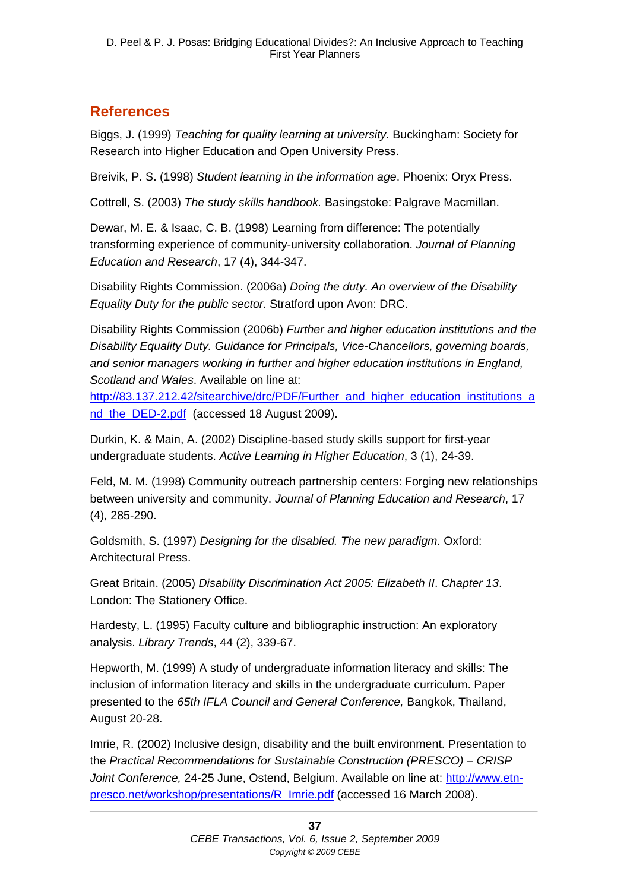## References

Biggs, J. (1999) *Teaching for quality learning at university.* Buckingham: Society for Research into Higher Education and Open University Press.

Breivik, P. S. (1998) *Student learning in the information age*. Phoenix: Oryx Press.

Cottrell, S. (2003) *The study skills handbook.* Basingstoke: Palgrave Macmillan.

Dewar, M. E. & Isaac, C. B. (1998) Learning from difference: The potentially transforming experience of community-university collaboration. *Journal of Planning Education and Research*, 17 (4), 344-347.

Disability Rights Commission. (2006a) *Doing the duty. An overview of the Disability Equality Duty for the public sector*. Stratford upon Avon: DRC.

Disability Rights Commission (2006b) *Further and higher education institutions and the Disability Equality Duty. Guidance for Principals, Vice-Chancellors, governing boards, and senior managers working in further and higher education institutions in England, Scotland and Wales*. Available on line at: http://83.137.212.42/sitearchive/drc/PDF/Further_and_higher_education_institutions_and_the_DED-2.pdf (accessed 18 August 2009).

Durkin, K. & Main, A. (2002) Discipline-based study skills support for first-year undergraduate students. *Active Learning in Higher Education*, 3 (1), 24-39.

Feld, M. M. (1998) Community outreach partnership centers: Forging new relationships between university and community. *Journal of Planning Education and Research*, 17 (4)*,* 285-290.

Goldsmith, S. (1997) *Designing for the disabled. The new paradigm*. Oxford: Architectural Press.

Great Britain. (2005) *Disability Discrimination Act 2005: Elizabeth II*. *Chapter 13*. London: The Stationery Office.

Hardesty, L. (1995) Faculty culture and bibliographic instruction: An exploratory analysis. *Library Trends*, 44 (2), 339-67.

Hepworth, M. (1999) A study of undergraduate information literacy and skills: The inclusion of information literacy and skills in the undergraduate curriculum. Paper presented to the *65th IFLA Council and General Conference,* Bangkok, Thailand, August 20-28.

Imrie, R. (2002) Inclusive design, disability and the built environment. Presentation to the *Practical Recommendations for Sustainable Construction (PRESCO) – CRISP Joint Conference,* 24-25 June, Ostend, Belgium. Available on line at: http://www.etn-presco.net/workshop/presentations/R_Imrie.pdf (accessed 16 March 2008).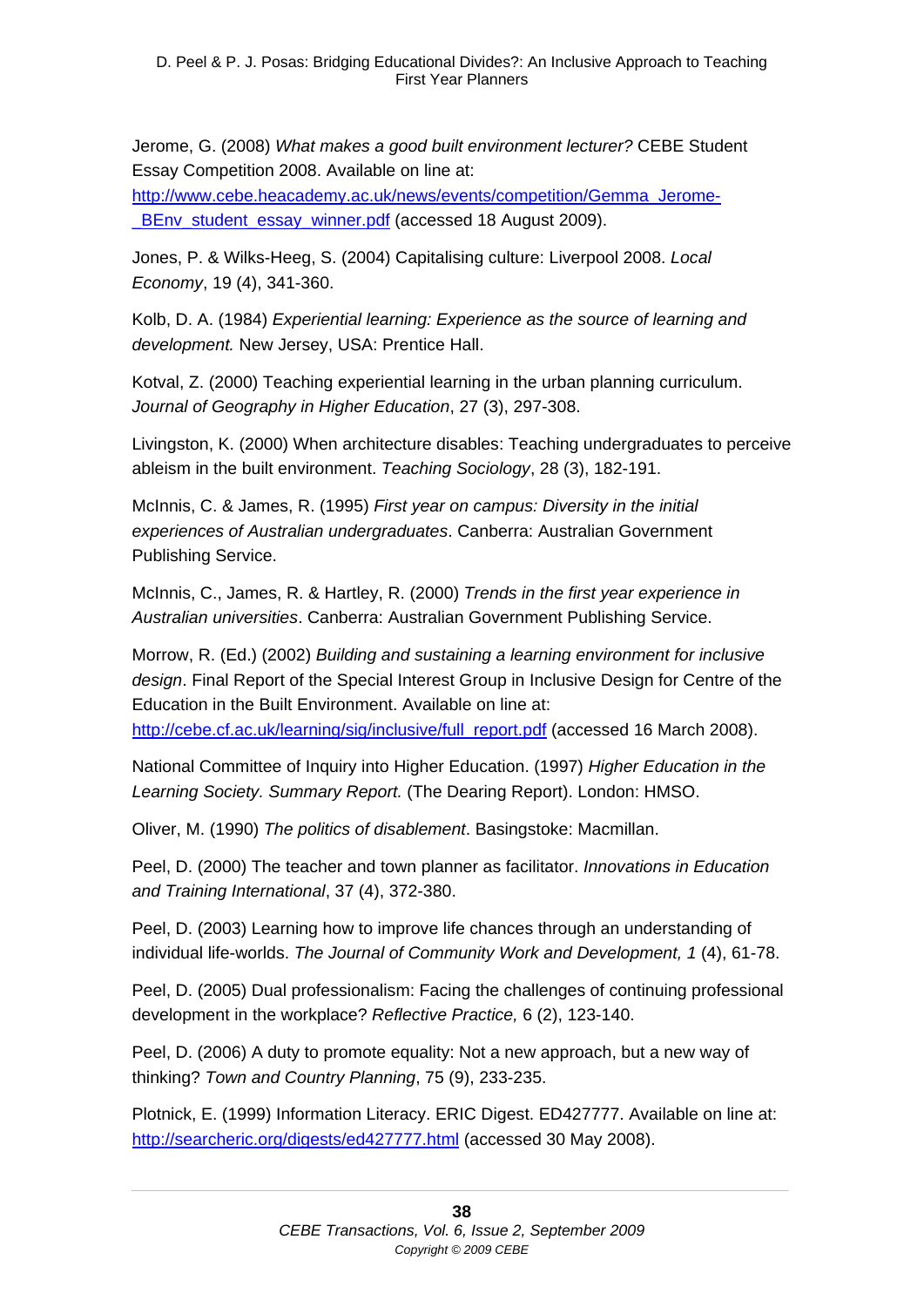Jerome, G. (2008) *What makes a good built environment lecturer?* CEBE Student Essay Competition 2008. Available on line at: http://www.cebe.heacademy.ac.uk/news/events/competition/Gemma_Jerome-_BEnv_student_essay_winner.pdf (accessed 18 August 2009).

Jones, P. & Wilks-Heeg, S. (2004) Capitalising culture: Liverpool 2008. *Local Economy*, 19 (4), 341-360.

Kolb, D. A. (1984) *Experiential learning: Experience as the source of learning and development.* New Jersey, USA: Prentice Hall.

Kotval, Z. (2000) Teaching experiential learning in the urban planning curriculum. *Journal of Geography in Higher Education*, 27 (3), 297-308.

Livingston, K. (2000) When architecture disables: Teaching undergraduates to perceive ableism in the built environment. *Teaching Sociology*, 28 (3), 182-191.

McInnis, C. & James, R. (1995) *First year on campus: Diversity in the initial experiences of Australian undergraduates*. Canberra: Australian Government Publishing Service.

McInnis, C., James, R. & Hartley, R. (2000) *Trends in the first year experience in Australian universities*. Canberra: Australian Government Publishing Service.

Morrow, R. (Ed.) (2002) *Building and sustaining a learning environment for inclusive design*. Final Report of the Special Interest Group in Inclusive Design for Centre of the Education in the Built Environment. Available on line at: http://cebe.cf.ac.uk/learning/sig/inclusive/full_report.pdf (accessed 16 March 2008).

National Committee of Inquiry into Higher Education. (1997) *Higher Education in the Learning Society. Summary Report.* (The Dearing Report). London: HMSO.

Oliver, M. (1990) *The politics of disablement*. Basingstoke: Macmillan.

Peel, D. (2000) The teacher and town planner as facilitator. *Innovations in Education and Training International*, 37 (4), 372-380.

Peel, D. (2003) Learning how to improve life chances through an understanding of individual life-worlds. *The Journal of Community Work and Development, 1* (4), 61-78.

Peel, D. (2005) Dual professionalism: Facing the challenges of continuing professional development in the workplace? *Reflective Practice,* 6 (2), 123-140.

Peel, D. (2006) A duty to promote equality: Not a new approach, but a new way of thinking? *Town and Country Planning*, 75 (9), 233-235.

Plotnick, E. (1999) Information Literacy. ERIC Digest. ED427777. Available on line at: http://searcheric.org/digests/ed427777.html (accessed 30 May 2008).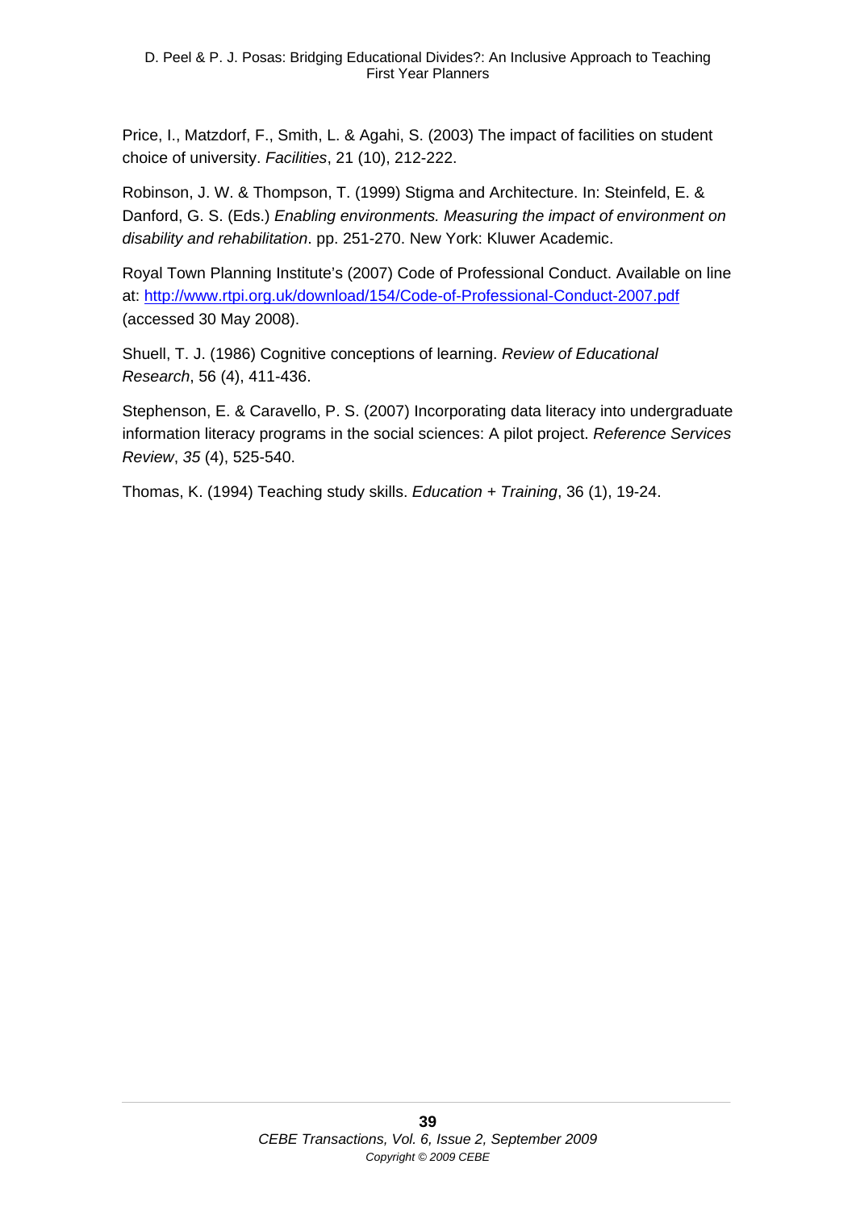Price, I., Matzdorf, F., Smith, L. & Agahi, S. (2003) The impact of facilities on student choice of university. *Facilities*, 21 (10), 212-222.

Robinson, J. W. & Thompson, T. (1999) Stigma and Architecture. In: Steinfeld, E. & Danford, G. S. (Eds.) *Enabling environments. Measuring the impact of environment on disability and rehabilitation*. pp. 251-270. New York: Kluwer Academic.

Royal Town Planning Institute's (2007) Code of Professional Conduct. Available on line at: http://www.rtpi.org.uk/download/154/Code-of-Professional-Conduct-2007.pdf (accessed 30 May 2008).

Shuell, T. J. (1986) Cognitive conceptions of learning. *Review of Educational Research*, 56 (4), 411-436.

Stephenson, E. & Caravello, P. S. (2007) Incorporating data literacy into undergraduate information literacy programs in the social sciences: A pilot project. *Reference Services Review*, *35* (4), 525-540.

Thomas, K. (1994) Teaching study skills. *Education + Training*, 36 (1), 19-24.